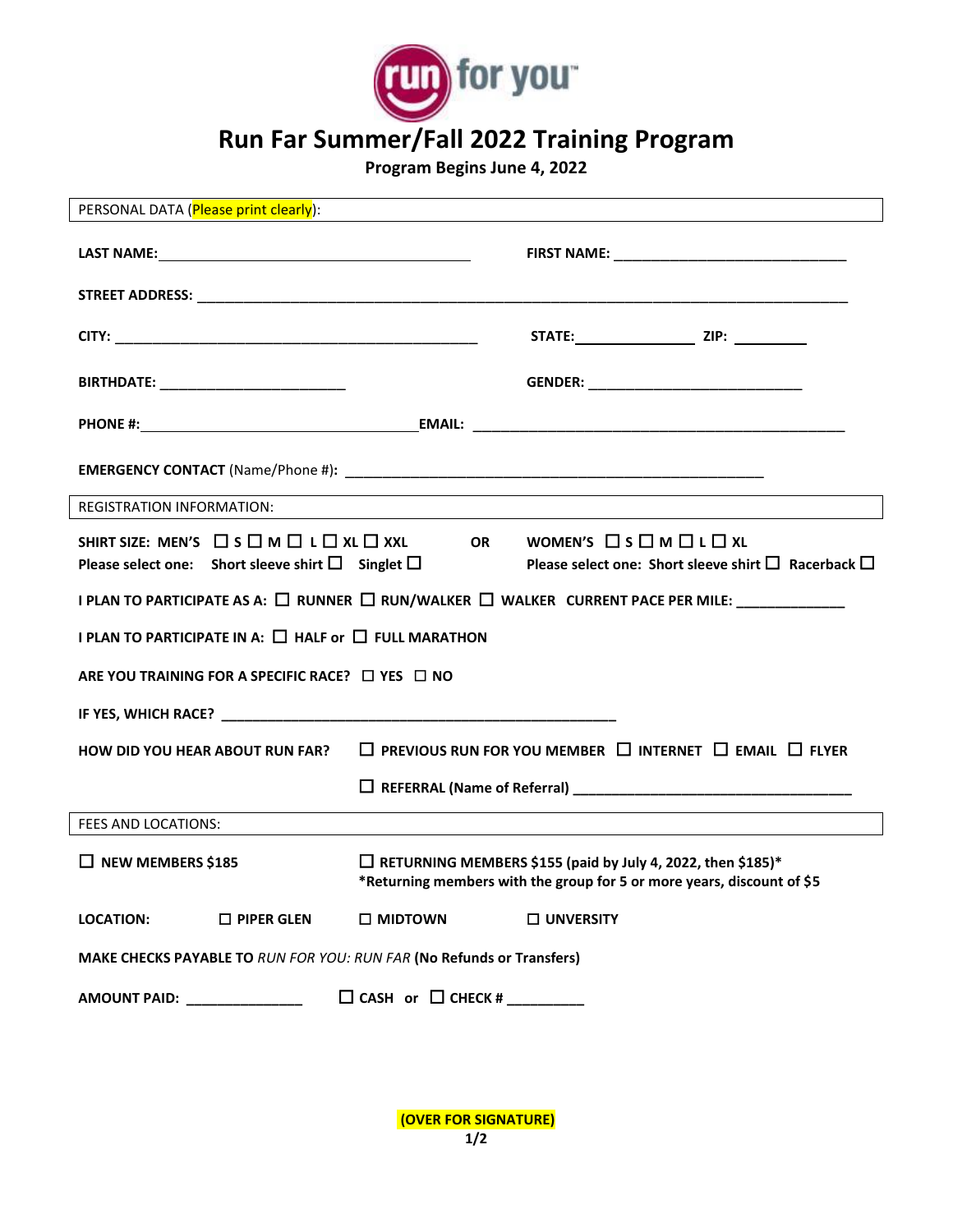run for you™

# Run Far Summer/Fall 2022 Training Program

**Program Begins June 4, 2022**

PERSONAL DATA (Please print clearly):

**LAST NAME:** ______________________________ **FIRST NAME:** ______________________________

**STREET ADDRESS:** ____________________________________________________________

**CITY:** ______________________________ **STATE:** ______________ **ZIP:** __________

**BIRTHDATE:** ________________________ **GENDER:** ____________________________

**PHONE #:** ______________________________ **EMAIL:** ______________________________

**EMERGENCY CONTACT** (Name/Phone #)**:** ____________________________________________

REGISTRATION INFORMATION:

**SHIRT SIZE: MEN'S ☐ S ☐ M ☐ L ☐ XL ☐ XXL OR WOMEN'S ☐ S ☐ M ☐ L ☐ XL**

**Please select one: Short sleeve shirt ☐ Singlet ☐**

**Please select one: Short sleeve shirt ☐ Racerback ☐**

**I PLAN TO PARTICIPATE AS A: ☐ RUNNER ☐ RUN/WALKER ☐ WALKER CURRENT PACE PER MILE:** ______________

**I PLAN TO PARTICIPATE IN A: ☐ HALF or ☐ FULL MARATHON**

**ARE YOU TRAINING FOR A SPECIFIC RACE? ☐ YES ☐ NO**

**IF YES, WHICH RACE?** ____________________________________________

**HOW DID YOU HEAR ABOUT RUN FAR? ☐ PREVIOUS RUN FOR YOU MEMBER ☐ INTERNET ☐ EMAIL ☐ FLYER**

**☐ REFERRAL (Name of Referral)** ____________________________________

FEES AND LOCATIONS:

**☐ NEW MEMBERS $185**

**☐ RETURNING MEMBERS $155 (paid by July 4, 2022, then $185)***

***Returning members with the group for 5 or more years, discount of $5**

**LOCATION: ☐ PIPER GLEN ☐ MIDTOWN ☐ UNVERSITY**

**MAKE CHECKS PAYABLE TO** *RUN FOR YOU: RUN FAR* **(No Refunds or Transfers)**

**AMOUNT PAID:** _______________ **☐ CASH or ☐ CHECK #** __________

**(OVER FOR SIGNATURE)**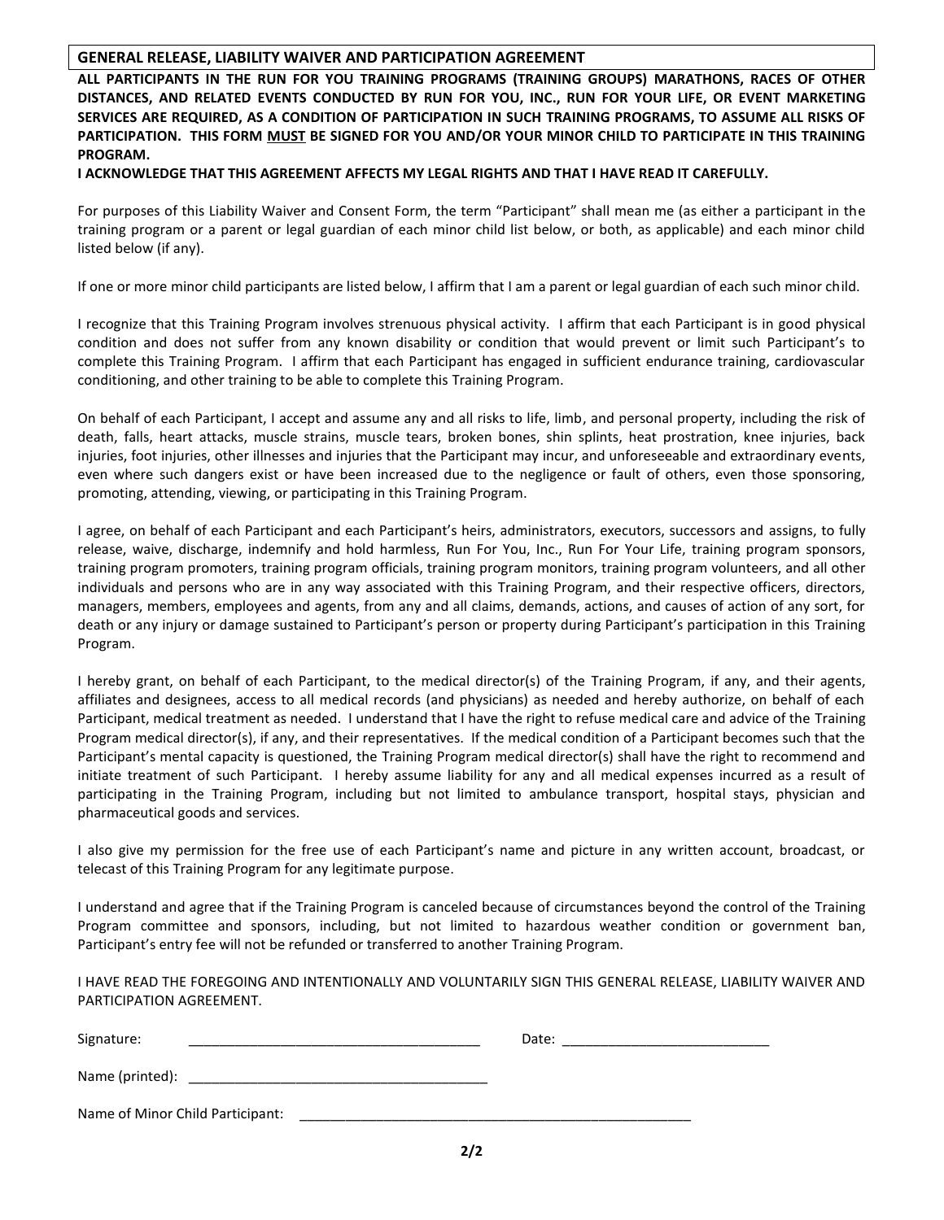## GENERAL RELEASE, LIABILITY WAIVER AND PARTICIPATION AGREEMENT

**ALL PARTICIPANTS IN THE RUN FOR YOU TRAINING PROGRAMS (TRAINING GROUPS) MARATHONS, RACES OF OTHER DISTANCES, AND RELATED EVENTS CONDUCTED BY RUN FOR YOU, INC., RUN FOR YOUR LIFE, OR EVENT MARKETING SERVICES ARE REQUIRED, AS A CONDITION OF PARTICIPATION IN SUCH TRAINING PROGRAMS, TO ASSUME ALL RISKS OF PARTICIPATION. THIS FORM <u>MUST</u> BE SIGNED FOR YOU AND/OR YOUR MINOR CHILD TO PARTICIPATE IN THIS TRAINING PROGRAM.**

**I ACKNOWLEDGE THAT THIS AGREEMENT AFFECTS MY LEGAL RIGHTS AND THAT I HAVE READ IT CAREFULLY.**

For purposes of this Liability Waiver and Consent Form, the term "Participant" shall mean me (as either a participant in the training program or a parent or legal guardian of each minor child list below, or both, as applicable) and each minor child listed below (if any).

If one or more minor child participants are listed below, I affirm that I am a parent or legal guardian of each such minor child.

I recognize that this Training Program involves strenuous physical activity. I affirm that each Participant is in good physical condition and does not suffer from any known disability or condition that would prevent or limit such Participant's to complete this Training Program. I affirm that each Participant has engaged in sufficient endurance training, cardiovascular conditioning, and other training to be able to complete this Training Program.

On behalf of each Participant, I accept and assume any and all risks to life, limb, and personal property, including the risk of death, falls, heart attacks, muscle strains, muscle tears, broken bones, shin splints, heat prostration, knee injuries, back injuries, foot injuries, other illnesses and injuries that the Participant may incur, and unforeseeable and extraordinary events, even where such dangers exist or have been increased due to the negligence or fault of others, even those sponsoring, promoting, attending, viewing, or participating in this Training Program.

I agree, on behalf of each Participant and each Participant's heirs, administrators, executors, successors and assigns, to fully release, waive, discharge, indemnify and hold harmless, Run For You, Inc., Run For Your Life, training program sponsors, training program promoters, training program officials, training program monitors, training program volunteers, and all other individuals and persons who are in any way associated with this Training Program, and their respective officers, directors, managers, members, employees and agents, from any and all claims, demands, actions, and causes of action of any sort, for death or any injury or damage sustained to Participant's person or property during Participant's participation in this Training Program.

I hereby grant, on behalf of each Participant, to the medical director(s) of the Training Program, if any, and their agents, affiliates and designees, access to all medical records (and physicians) as needed and hereby authorize, on behalf of each Participant, medical treatment as needed. I understand that I have the right to refuse medical care and advice of the Training Program medical director(s), if any, and their representatives. If the medical condition of a Participant becomes such that the Participant's mental capacity is questioned, the Training Program medical director(s) shall have the right to recommend and initiate treatment of such Participant. I hereby assume liability for any and all medical expenses incurred as a result of participating in the Training Program, including but not limited to ambulance transport, hospital stays, physician and pharmaceutical goods and services.

I also give my permission for the free use of each Participant's name and picture in any written account, broadcast, or telecast of this Training Program for any legitimate purpose.

I understand and agree that if the Training Program is canceled because of circumstances beyond the control of the Training Program committee and sponsors, including, but not limited to hazardous weather condition or government ban, Participant's entry fee will not be refunded or transferred to another Training Program.

I HAVE READ THE FOREGOING AND INTENTIONALLY AND VOLUNTARILY SIGN THIS GENERAL RELEASE, LIABILITY WAIVER AND PARTICIPATION AGREEMENT.

Signature: ______________________________________ Date: ___________________________

Name (printed): ______________________________________

Name of Minor Child Participant: ____________________________________________________